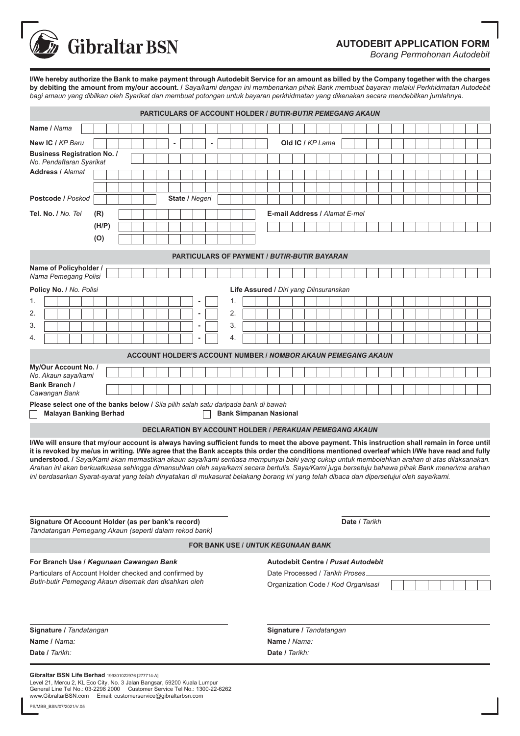**Gibraltar BSN**

# AUTODEBIT APPLICATION FORM
*Borang Permohonan Autodebit*

**I/We hereby authorize the Bank to make payment through Autodebit Service for an amount as billed by the Company together with the charges by debiting the amount from my/our account.** / *Saya/kami dengan ini membenarkan pihak Bank membuat bayaran melalui Perkhidmatan Autodebit bagi amaun yang dibilkan oleh Syarikat dan membuat potongan untuk bayaran perkhidmatan yang dikenakan secara mendebitkan jumlahnya.*

## PARTICULARS OF ACCOUNT HOLDER / *BUTIR-BUTIR PEMEGANG AKAUN*

**Name** / *Nama*

**New IC** / *KP Baru* ______ - ____ - ______ **Old IC** / *KP Lama*

**Business Registration No.** / *No. Pendaftaran Syarikat*

**Address** / *Alamat*

**Postcode** / *Poskod* **State** / *Negeri*

**Tel. No.** / *No. Tel* **(R)** **(H/P)** **(O)**

**E-mail Address** / *Alamat E-mel*

## PARTICULARS OF PAYMENT / *BUTIR-BUTIR BAYARAN*

**Name of Policyholder** / *Nama Pemegang Polisi*

| **Policy No.** / *No. Polisi* | **Life Assured** / *Diri yang Diinsuranskan* |
|---|---|
| 1. ______ - __ | 1. |
| 2. ______ - __ | 2. |
| 3. ______ - __ | 3. |
| 4. ______ - __ | 4. |

## ACCOUNT HOLDER'S ACCOUNT NUMBER / *NOMBOR AKAUN PEMEGANG AKAUN*

**My/Our Account No.** / *No. Akaun saya/kami*

**Bank Branch** / *Cawangan Bank*

**Please select one of the banks below** / *Sila pilih salah satu daripada bank di bawah*

☐ **Malayan Banking Berhad** ☐ **Bank Simpanan Nasional**

## DECLARATION BY ACCOUNT HOLDER / *PERAKUAN PEMEGANG AKAUN*

**I/We will ensure that my/our account is always having sufficient funds to meet the above payment. This instruction shall remain in force until it is revoked by me/us in writing. I/We agree that the Bank accepts this order the conditions mentioned overleaf which I/We have read and fully understood.** / *Saya/Kami akan memastikan akaun saya/kami sentiasa mempunyai baki yang cukup untuk membolehkan arahan di atas dilaksanakan. Arahan ini akan berkuatkuasa sehingga dimansuhkan oleh saya/kami secara bertulis. Saya/Kami juga bersetuju bahawa pihak Bank menerima arahan ini berdasarkan Syarat-syarat yang telah dinyatakan di mukasurat belakang borang ini yang telah dibaca dan dipersetujui oleh saya/kami.*

**Signature Of Account Holder (as per bank's record)**
*Tandatangan Pemegang Akaun (seperti dalam rekod bank)*

**Date** / *Tarikh*

## FOR BANK USE / *UNTUK KEGUNAAN BANK*

**For Branch Use** / ***Kegunaan Cawangan Bank***

Particulars of Account Holder checked and confirmed by
*Butir-butir Pemegang Akaun disemak dan disahkan oleh*

**Signature** / *Tandatangan*
**Name** / *Nama:*
**Date** / *Tarikh:*

**Autodebit Centre** / ***Pusat Autodebit***

Date Processed / *Tarikh Proses*

Organization Code / *Kod Organisasi*

**Signature** / *Tandatangan*
**Name** / *Nama:*
**Date** / *Tarikh:*

**Gibraltar BSN Life Berhad** 199301022976 [277714-A]
Level 21, Mercu 2, KL Eco City, No. 3 Jalan Bangsar, 59200 Kuala Lumpur
General Line Tel No.: 03-2298 2000 Customer Service Tel No.: 1300-22-6262
www.GibraltarBSN.com Email: customerservice@gibraltarbsn.com

PS/MBB_BSN/07/2021/V.05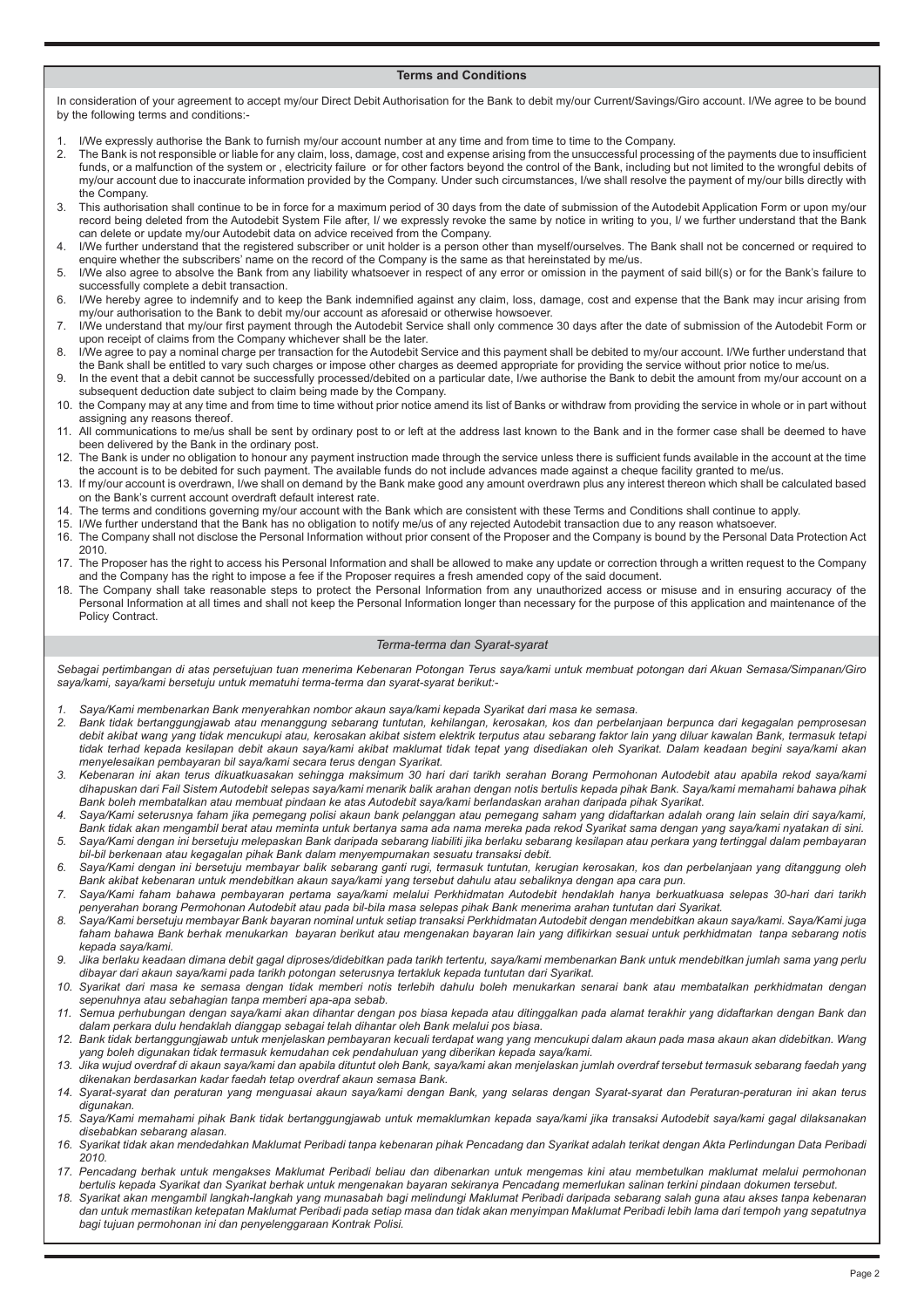## Terms and Conditions

In consideration of your agreement to accept my/our Direct Debit Authorisation for the Bank to debit my/our Current/Savings/Giro account. I/We agree to be bound by the following terms and conditions:-

1. I/We expressly authorise the Bank to furnish my/our account number at any time and from time to time to the Company.
2. The Bank is not responsible or liable for any claim, loss, damage, cost and expense arising from the unsuccessful processing of the payments due to insufficient funds, or a malfunction of the system or , electricity failure or for other factors beyond the control of the Bank, including but not limited to the wrongful debits of my/our account due to inaccurate information provided by the Company. Under such circumstances, I/we shall resolve the payment of my/our bills directly with the Company.
3. This authorisation shall continue to be in force for a maximum period of 30 days from the date of submission of the Autodebit Application Form or upon my/our record being deleted from the Autodebit System File after, I/ we expressly revoke the same by notice in writing to you, I/ we further understand that the Bank can delete or update my/our Autodebit data on advice received from the Company.
4. I/We further understand that the registered subscriber or unit holder is a person other than myself/ourselves. The Bank shall not be concerned or required to enquire whether the subscribers' name on the record of the Company is the same as that hereinstated by me/us.
5. I/We also agree to absolve the Bank from any liability whatsoever in respect of any error or omission in the payment of said bill(s) or for the Bank's failure to successfully complete a debit transaction.
6. I/We hereby agree to indemnify and to keep the Bank indemnified against any claim, loss, damage, cost and expense that the Bank may incur arising from my/our authorisation to the Bank to debit my/our account as aforesaid or otherwise howsoever.
7. I/We understand that my/our first payment through the Autodebit Service shall only commence 30 days after the date of submission of the Autodebit Form or upon receipt of claims from the Company whichever shall be the later.
8. I/We agree to pay a nominal charge per transaction for the Autodebit Service and this payment shall be debited to my/our account. I/We further understand that the Bank shall be entitled to vary such charges or impose other charges as deemed appropriate for providing the service without prior notice to me/us.
9. In the event that a debit cannot be successfully processed/debited on a particular date, I/we authorise the Bank to debit the amount from my/our account on a subsequent deduction date subject to claim being made by the Company.
10. the Company may at any time and from time to time without prior notice amend its list of Banks or withdraw from providing the service in whole or in part without assigning any reasons thereof.
11. All communications to me/us shall be sent by ordinary post to or left at the address last known to the Bank and in the former case shall be deemed to have been delivered by the Bank in the ordinary post.
12. The Bank is under no obligation to honour any payment instruction made through the service unless there is sufficient funds available in the account at the time the account is to be debited for such payment. The available funds do not include advances made against a cheque facility granted to me/us.
13. If my/our account is overdrawn, I/we shall on demand by the Bank make good any amount overdrawn plus any interest thereon which shall be calculated based on the Bank's current account overdraft default interest rate.
14. The terms and conditions governing my/our account with the Bank which are consistent with these Terms and Conditions shall continue to apply.
15. I/We further understand that the Bank has no obligation to notify me/us of any rejected Autodebit transaction due to any reason whatsoever.
16. The Company shall not disclose the Personal Information without prior consent of the Proposer and the Company is bound by the Personal Data Protection Act 2010.
17. The Proposer has the right to access his Personal Information and shall be allowed to make any update or correction through a written request to the Company and the Company has the right to impose a fee if the Proposer requires a fresh amended copy of the said document.
18. The Company shall take reasonable steps to protect the Personal Information from any unauthorized access or misuse and in ensuring accuracy of the Personal Information at all times and shall not keep the Personal Information longer than necessary for the purpose of this application and maintenance of the Policy Contract.

## *Terma-terma dan Syarat-syarat*

*Sebagai pertimbangan di atas persetujuan tuan menerima Kebenaran Potongan Terus saya/kami untuk membuat potongan dari Akuan Semasa/Simpanan/Giro saya/kami, saya/kami bersetuju untuk mematuhi terma-terma dan syarat-syarat berikut:-*

1. *Saya/Kami membenarkan Bank menyerahkan nombor akaun saya/kami kepada Syarikat dari masa ke semasa.*
2. *Bank tidak bertanggungjawab atau menanggung sebarang tuntutan, kehilangan, kerosakan, kos dan perbelanjaan berpunca dari kegagalan pemprosesan debit akibat wang yang tidak mencukupi atau, kerosakan akibat sistem elektrik terputus atau sebarang faktor lain yang diluar kawalan Bank, termasuk tetapi tidak terhad kepada kesilapan debit akaun saya/kami akibat maklumat tidak tepat yang disediakan oleh Syarikat. Dalam keadaan begini saya/kami akan menyelesaikan pembayaran bil saya/kami secara terus dengan Syarikat.*
3. *Kebenaran ini akan terus dikuatkuasakan sehingga maksimum 30 hari dari tarikh serahan Borang Permohonan Autodebit atau apabila rekod saya/kami dihapuskan dari Fail Sistem Autodebit selepas saya/kami menarik balik arahan dengan notis bertulis kepada pihak Bank. Saya/kami memahami bahawa pihak Bank boleh membatalkan atau membuat pindaan ke atas Autodebit saya/kami berlandaskan arahan daripada pihak Syarikat.*
4. *Saya/Kami seterusnya faham jika pemegang polisi akaun bank pelanggan atau pemegang saham yang didaftarkan adalah orang lain selain diri saya/kami, Bank tidak akan mengambil berat atau meminta untuk bertanya sama ada nama mereka pada rekod Syarikat sama dengan yang saya/kami nyatakan di sini.*
5. *Saya/Kami dengan ini bersetuju melepaskan Bank daripada sebarang liabiliti jika berlaku sebarang kesilapan atau perkara yang tertinggal dalam pembayaran bil-bil berkenaan atau kegagalan pihak Bank dalam menyempurnakan sesuatu transaksi debit.*
6. *Saya/Kami dengan ini bersetuju membayar balik sebarang ganti rugi, termasuk tuntutan, kerugian kerosakan, kos dan perbelanjaan yang ditanggung oleh Bank akibat kebenaran untuk mendebitkan akaun saya/kami yang tersebut dahulu atau sebaliknya dengan apa cara pun.*
7. *Saya/Kami faham bahawa pembayaran pertama saya/kami melalui Perkhidmatan Autodebit hendaklah hanya berkuatkuasa selepas 30-hari dari tarikh penyerahan borang Permohonan Autodebit atau pada bil-bila masa selepas pihak Bank menerima arahan tuntutan dari Syarikat.*
8. *Saya/Kami bersetuju membayar Bank bayaran nominal untuk setiap transaksi Perkhidmatan Autodebit dengan mendebitkan akaun saya/kami. Saya/Kami juga faham bahawa Bank berhak menukarkan bayaran berikut atau mengenakan bayaran lain yang difikirkan sesuai untuk perkhidmatan tanpa sebarang notis kepada saya/kami.*
9. *Jika berlaku keadaan dimana debit gagal diproses/didebitkan pada tarikh tertentu, saya/kami membenarkan Bank untuk mendebitkan jumlah sama yang perlu dibayar dari akaun saya/kami pada tarikh potongan seterusnya tertakluk kepada tuntutan dari Syarikat.*
10. *Syarikat dari masa ke semasa dengan tidak memberi notis terlebih dahulu boleh menukarkan senarai bank atau membatalkan perkhidmatan dengan sepenuhnya atau sebahagian tanpa memberi apa-apa sebab.*
11. *Semua perhubungan dengan saya/kami akan dihantar dengan pos biasa kepada atau ditinggalkan pada alamat terakhir yang didaftarkan dengan Bank dan dalam perkara dulu hendaklah dianggap sebagai telah dihantar oleh Bank melalui pos biasa.*
12. *Bank tidak bertanggungjawab untuk menjelaskan pembayaran kecuali terdapat wang yang mencukupi dalam akaun pada masa akaun akan didebitkan. Wang yang boleh digunakan tidak termasuk kemudahan cek pendahuluan yang diberikan kepada saya/kami.*
13. *Jika wujud overdraf di akaun saya/kami dan apabila dituntut oleh Bank, saya/kami akan menjelaskan jumlah overdraf tersebut termasuk sebarang faedah yang dikenakan berdasarkan kadar faedah tetap overdraf akaun semasa Bank.*
14. *Syarat-syarat dan peraturan yang menguasai akaun saya/kami dengan Bank, yang selaras dengan Syarat-syarat dan Peraturan-peraturan ini akan terus digunakan.*
15. *Saya/Kami memahami pihak Bank tidak bertanggungjawab untuk memaklumkan kepada saya/kami jika transaksi Autodebit saya/kami gagal dilaksanakan disebabkan sebarang alasan.*
16. *Syarikat tidak akan mendedahkan Maklumat Peribadi tanpa kebenaran pihak Pencadang dan Syarikat adalah terikat dengan Akta Perlindungan Data Peribadi 2010.*
17. *Pencadang berhak untuk mengakses Maklumat Peribadi beliau dan dibenarkan untuk mengemas kini atau membetulkan maklumat melalui permohonan bertulis kepada Syarikat dan Syarikat berhak untuk mengenakan bayaran sekiranya Pencadang memerlukan salinan terkini pindaan dokumen tersebut.*
18. *Syarikat akan mengambil langkah-langkah yang munasabah bagi melindungi Maklumat Peribadi daripada sebarang salah guna atau akses tanpa kebenaran dan untuk memastikan ketepatan Maklumat Peribadi pada setiap masa dan tidak akan menyimpan Maklumat Peribadi lebih lama dari tempoh yang sepatutnya bagi tujuan permohonan ini dan penyelenggaraan Kontrak Polisi.*